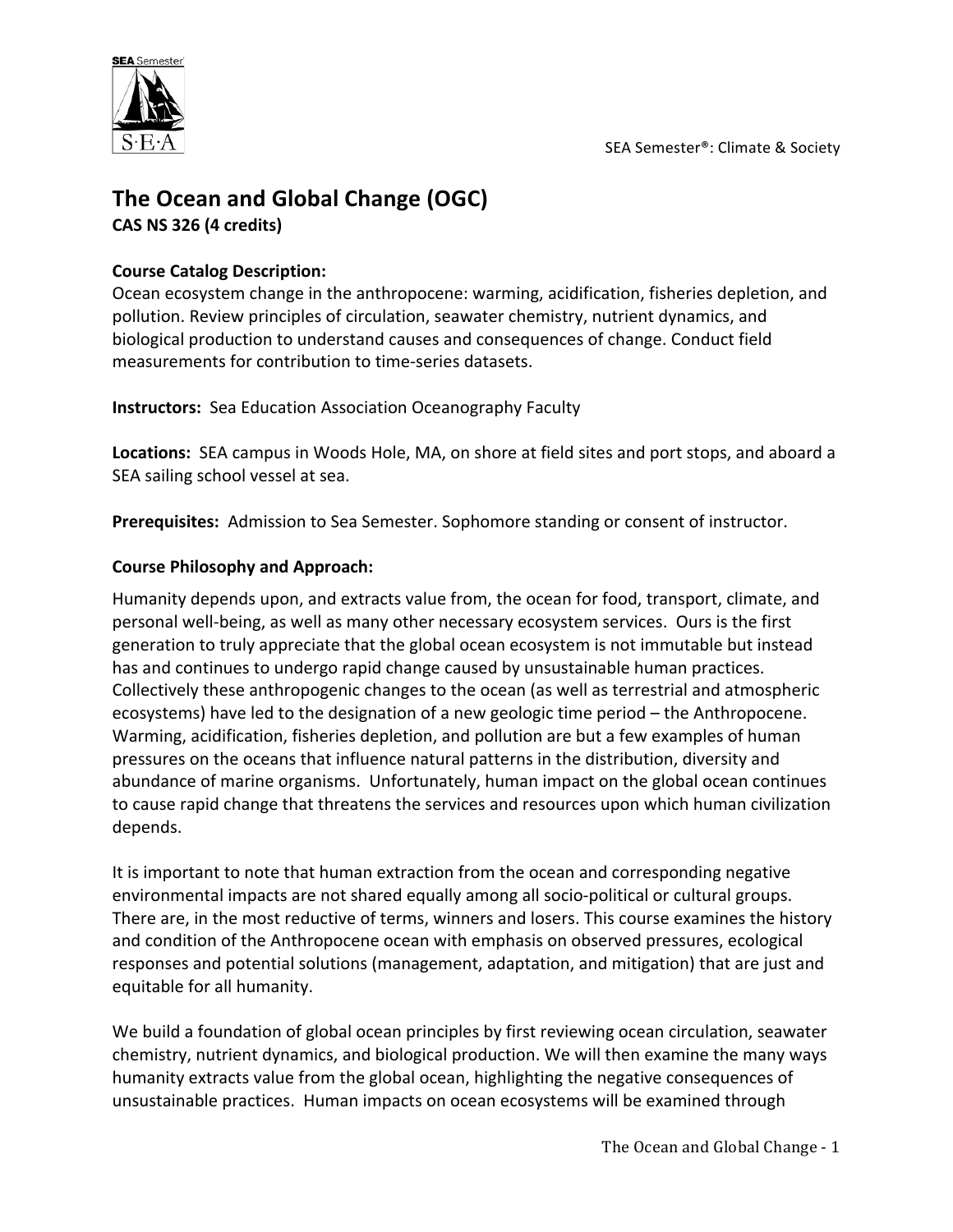SEA Semester®: Climate & Society

# The Ocean and Global Change (OGC)

**CAS NS 326 (4 credits)**

**Course Catalog Description:**
Ocean ecosystem change in the anthropocene: warming, acidification, fisheries depletion, and pollution. Review principles of circulation, seawater chemistry, nutrient dynamics, and biological production to understand causes and consequences of change. Conduct field measurements for contribution to time-series datasets.

**Instructors:** Sea Education Association Oceanography Faculty

**Locations:** SEA campus in Woods Hole, MA, on shore at field sites and port stops, and aboard a SEA sailing school vessel at sea.

**Prerequisites:** Admission to Sea Semester. Sophomore standing or consent of instructor.

**Course Philosophy and Approach:**

Humanity depends upon, and extracts value from, the ocean for food, transport, climate, and personal well-being, as well as many other necessary ecosystem services. Ours is the first generation to truly appreciate that the global ocean ecosystem is not immutable but instead has and continues to undergo rapid change caused by unsustainable human practices. Collectively these anthropogenic changes to the ocean (as well as terrestrial and atmospheric ecosystems) have led to the designation of a new geologic time period – the Anthropocene. Warming, acidification, fisheries depletion, and pollution are but a few examples of human pressures on the oceans that influence natural patterns in the distribution, diversity and abundance of marine organisms. Unfortunately, human impact on the global ocean continues to cause rapid change that threatens the services and resources upon which human civilization depends.

It is important to note that human extraction from the ocean and corresponding negative environmental impacts are not shared equally among all socio-political or cultural groups. There are, in the most reductive of terms, winners and losers. This course examines the history and condition of the Anthropocene ocean with emphasis on observed pressures, ecological responses and potential solutions (management, adaptation, and mitigation) that are just and equitable for all humanity.

We build a foundation of global ocean principles by first reviewing ocean circulation, seawater chemistry, nutrient dynamics, and biological production. We will then examine the many ways humanity extracts value from the global ocean, highlighting the negative consequences of unsustainable practices. Human impacts on ocean ecosystems will be examined through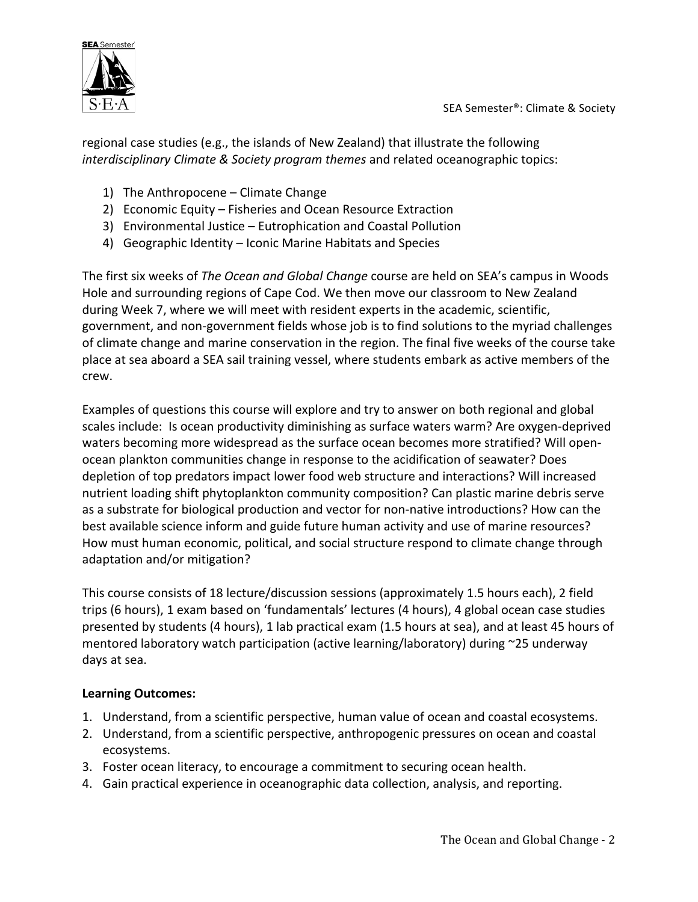regional case studies (e.g., the islands of New Zealand) that illustrate the following *interdisciplinary Climate & Society program themes* and related oceanographic topics:

1) The Anthropocene – Climate Change
2) Economic Equity – Fisheries and Ocean Resource Extraction
3) Environmental Justice – Eutrophication and Coastal Pollution
4) Geographic Identity – Iconic Marine Habitats and Species

The first six weeks of *The Ocean and Global Change* course are held on SEA's campus in Woods Hole and surrounding regions of Cape Cod. We then move our classroom to New Zealand during Week 7, where we will meet with resident experts in the academic, scientific, government, and non-government fields whose job is to find solutions to the myriad challenges of climate change and marine conservation in the region. The final five weeks of the course take place at sea aboard a SEA sail training vessel, where students embark as active members of the crew.

Examples of questions this course will explore and try to answer on both regional and global scales include: Is ocean productivity diminishing as surface waters warm? Are oxygen-deprived waters becoming more widespread as the surface ocean becomes more stratified? Will open-ocean plankton communities change in response to the acidification of seawater? Does depletion of top predators impact lower food web structure and interactions? Will increased nutrient loading shift phytoplankton community composition? Can plastic marine debris serve as a substrate for biological production and vector for non-native introductions? How can the best available science inform and guide future human activity and use of marine resources? How must human economic, political, and social structure respond to climate change through adaptation and/or mitigation?

This course consists of 18 lecture/discussion sessions (approximately 1.5 hours each), 2 field trips (6 hours), 1 exam based on 'fundamentals' lectures (4 hours), 4 global ocean case studies presented by students (4 hours), 1 lab practical exam (1.5 hours at sea), and at least 45 hours of mentored laboratory watch participation (active learning/laboratory) during ~25 underway days at sea.

**Learning Outcomes:**

1. Understand, from a scientific perspective, human value of ocean and coastal ecosystems.
2. Understand, from a scientific perspective, anthropogenic pressures on ocean and coastal ecosystems.
3. Foster ocean literacy, to encourage a commitment to securing ocean health.
4. Gain practical experience in oceanographic data collection, analysis, and reporting.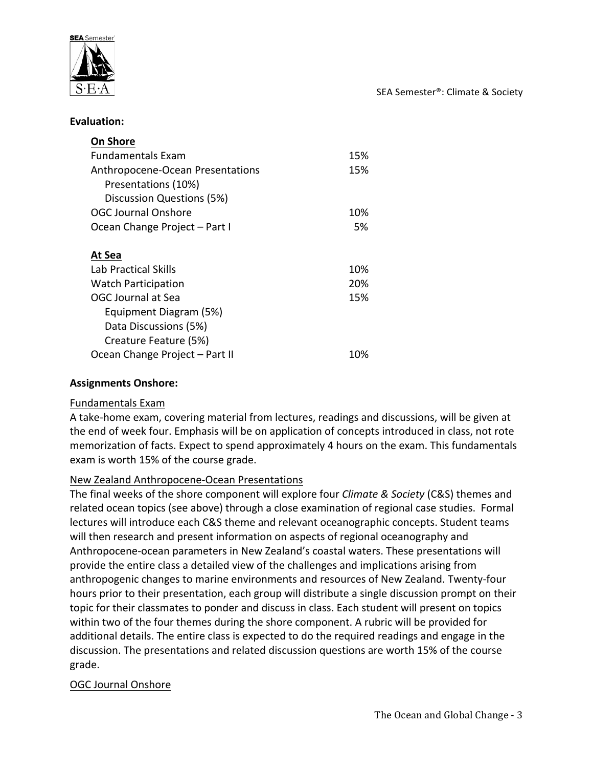**Evaluation:**

| | |
|---|---|
| **On Shore** | |
| Fundamentals Exam | 15% |
| Anthropocene-Ocean Presentations | 15% |
| Presentations (10%) | |
| Discussion Questions (5%) | |
| OGC Journal Onshore | 10% |
| Ocean Change Project – Part I | 5% |
| **At Sea** | |
| Lab Practical Skills | 10% |
| Watch Participation | 20% |
| OGC Journal at Sea | 15% |
| Equipment Diagram (5%) | |
| Data Discussions (5%) | |
| Creature Feature (5%) | |
| Ocean Change Project – Part II | 10% |

**Assignments Onshore:**

Fundamentals Exam

A take-home exam, covering material from lectures, readings and discussions, will be given at the end of week four. Emphasis will be on application of concepts introduced in class, not rote memorization of facts. Expect to spend approximately 4 hours on the exam. This fundamentals exam is worth 15% of the course grade.

New Zealand Anthropocene-Ocean Presentations

The final weeks of the shore component will explore four *Climate & Society* (C&S) themes and related ocean topics (see above) through a close examination of regional case studies. Formal lectures will introduce each C&S theme and relevant oceanographic concepts. Student teams will then research and present information on aspects of regional oceanography and Anthropocene-ocean parameters in New Zealand's coastal waters. These presentations will provide the entire class a detailed view of the challenges and implications arising from anthropogenic changes to marine environments and resources of New Zealand. Twenty-four hours prior to their presentation, each group will distribute a single discussion prompt on their topic for their classmates to ponder and discuss in class. Each student will present on topics within two of the four themes during the shore component. A rubric will be provided for additional details. The entire class is expected to do the required readings and engage in the discussion. The presentations and related discussion questions are worth 15% of the course grade.

OGC Journal Onshore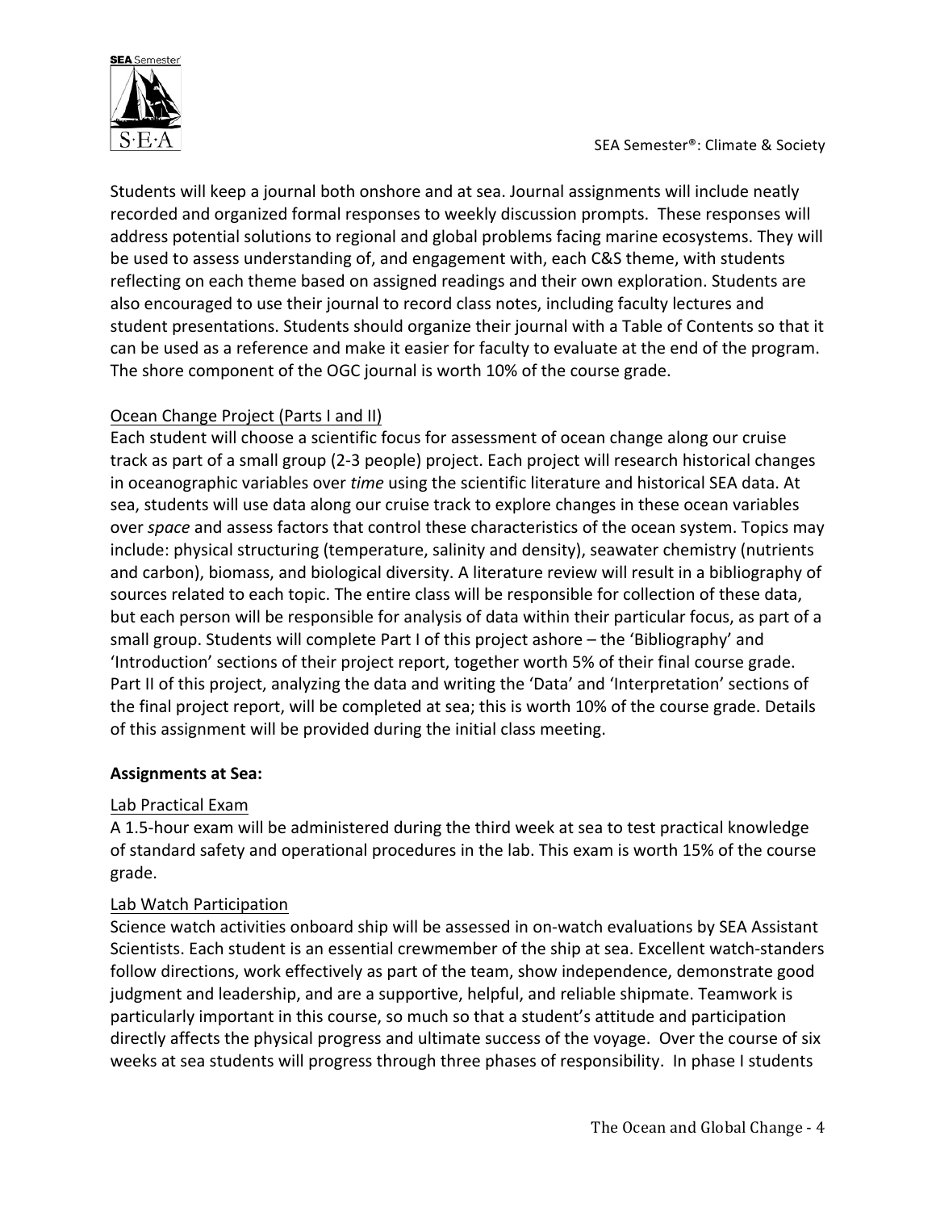Students will keep a journal both onshore and at sea. Journal assignments will include neatly recorded and organized formal responses to weekly discussion prompts. These responses will address potential solutions to regional and global problems facing marine ecosystems. They will be used to assess understanding of, and engagement with, each C&S theme, with students reflecting on each theme based on assigned readings and their own exploration. Students are also encouraged to use their journal to record class notes, including faculty lectures and student presentations. Students should organize their journal with a Table of Contents so that it can be used as a reference and make it easier for faculty to evaluate at the end of the program. The shore component of the OGC journal is worth 10% of the course grade.

<u>Ocean Change Project (Parts I and II)</u>

Each student will choose a scientific focus for assessment of ocean change along our cruise track as part of a small group (2-3 people) project. Each project will research historical changes in oceanographic variables over *time* using the scientific literature and historical SEA data. At sea, students will use data along our cruise track to explore changes in these ocean variables over *space* and assess factors that control these characteristics of the ocean system. Topics may include: physical structuring (temperature, salinity and density), seawater chemistry (nutrients and carbon), biomass, and biological diversity. A literature review will result in a bibliography of sources related to each topic. The entire class will be responsible for collection of these data, but each person will be responsible for analysis of data within their particular focus, as part of a small group. Students will complete Part I of this project ashore – the 'Bibliography' and 'Introduction' sections of their project report, together worth 5% of their final course grade. Part II of this project, analyzing the data and writing the 'Data' and 'Interpretation' sections of the final project report, will be completed at sea; this is worth 10% of the course grade. Details of this assignment will be provided during the initial class meeting.

**Assignments at Sea:**

<u>Lab Practical Exam</u>

A 1.5-hour exam will be administered during the third week at sea to test practical knowledge of standard safety and operational procedures in the lab. This exam is worth 15% of the course grade.

<u>Lab Watch Participation</u>

Science watch activities onboard ship will be assessed in on-watch evaluations by SEA Assistant Scientists. Each student is an essential crewmember of the ship at sea. Excellent watch-standers follow directions, work effectively as part of the team, show independence, demonstrate good judgment and leadership, and are a supportive, helpful, and reliable shipmate. Teamwork is particularly important in this course, so much so that a student's attitude and participation directly affects the physical progress and ultimate success of the voyage. Over the course of six weeks at sea students will progress through three phases of responsibility. In phase I students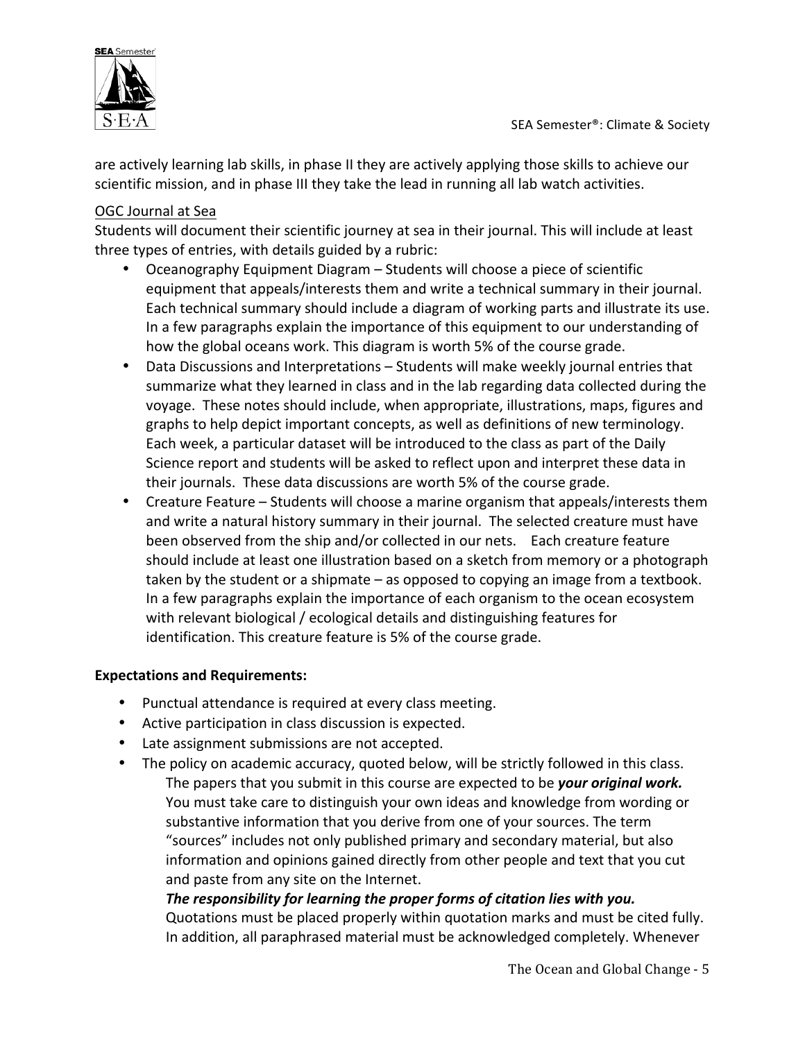are actively learning lab skills, in phase II they are actively applying those skills to achieve our scientific mission, and in phase III they take the lead in running all lab watch activities.

<u>OGC Journal at Sea</u>

Students will document their scientific journey at sea in their journal. This will include at least three types of entries, with details guided by a rubric:

- Oceanography Equipment Diagram – Students will choose a piece of scientific equipment that appeals/interests them and write a technical summary in their journal. Each technical summary should include a diagram of working parts and illustrate its use. In a few paragraphs explain the importance of this equipment to our understanding of how the global oceans work. This diagram is worth 5% of the course grade.
- Data Discussions and Interpretations – Students will make weekly journal entries that summarize what they learned in class and in the lab regarding data collected during the voyage. These notes should include, when appropriate, illustrations, maps, figures and graphs to help depict important concepts, as well as definitions of new terminology. Each week, a particular dataset will be introduced to the class as part of the Daily Science report and students will be asked to reflect upon and interpret these data in their journals. These data discussions are worth 5% of the course grade.
- Creature Feature – Students will choose a marine organism that appeals/interests them and write a natural history summary in their journal. The selected creature must have been observed from the ship and/or collected in our nets. Each creature feature should include at least one illustration based on a sketch from memory or a photograph taken by the student or a shipmate – as opposed to copying an image from a textbook. In a few paragraphs explain the importance of each organism to the ocean ecosystem with relevant biological / ecological details and distinguishing features for identification. This creature feature is 5% of the course grade.

**Expectations and Requirements:**

- Punctual attendance is required at every class meeting.
- Active participation in class discussion is expected.
- Late assignment submissions are not accepted.
- The policy on academic accuracy, quoted below, will be strictly followed in this class.

  The papers that you submit in this course are expected to be ***your original work.*** You must take care to distinguish your own ideas and knowledge from wording or substantive information that you derive from one of your sources. The term "sources" includes not only published primary and secondary material, but also information and opinions gained directly from other people and text that you cut and paste from any site on the Internet.

  ***The responsibility for learning the proper forms of citation lies with you.*** Quotations must be placed properly within quotation marks and must be cited fully. In addition, all paraphrased material must be acknowledged completely. Whenever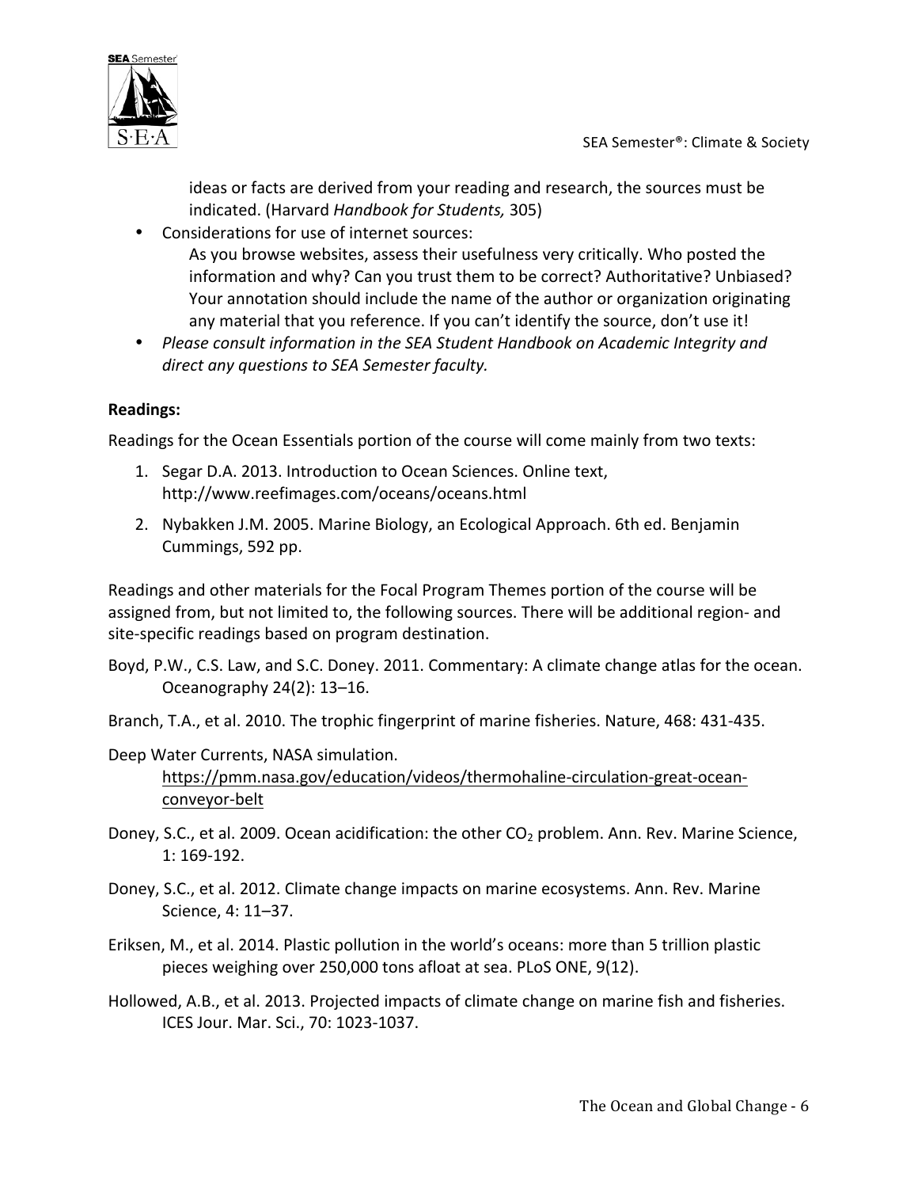ideas or facts are derived from your reading and research, the sources must be indicated. (Harvard *Handbook for Students,* 305)

- Considerations for use of internet sources:
  As you browse websites, assess their usefulness very critically. Who posted the information and why? Can you trust them to be correct? Authoritative? Unbiased? Your annotation should include the name of the author or organization originating any material that you reference. If you can't identify the source, don't use it!
- *Please consult information in the SEA Student Handbook on Academic Integrity and direct any questions to SEA Semester faculty.*

**Readings:**

Readings for the Ocean Essentials portion of the course will come mainly from two texts:

1. Segar D.A. 2013. Introduction to Ocean Sciences. Online text, http://www.reefimages.com/oceans/oceans.html
2. Nybakken J.M. 2005. Marine Biology, an Ecological Approach. 6th ed. Benjamin Cummings, 592 pp.

Readings and other materials for the Focal Program Themes portion of the course will be assigned from, but not limited to, the following sources. There will be additional region- and site-specific readings based on program destination.

Boyd, P.W., C.S. Law, and S.C. Doney. 2011. Commentary: A climate change atlas for the ocean. Oceanography 24(2): 13–16.

Branch, T.A., et al. 2010. The trophic fingerprint of marine fisheries. Nature, 468: 431-435.

Deep Water Currents, NASA simulation. https://pmm.nasa.gov/education/videos/thermohaline-circulation-great-ocean-conveyor-belt

Doney, S.C., et al. 2009. Ocean acidification: the other $CO_2$ problem. Ann. Rev. Marine Science, 1: 169-192.

Doney, S.C., et al. 2012. Climate change impacts on marine ecosystems. Ann. Rev. Marine Science, 4: 11–37.

Eriksen, M., et al. 2014. Plastic pollution in the world's oceans: more than 5 trillion plastic pieces weighing over 250,000 tons afloat at sea. PLoS ONE, 9(12).

Hollowed, A.B., et al. 2013. Projected impacts of climate change on marine fish and fisheries. ICES Jour. Mar. Sci., 70: 1023-1037.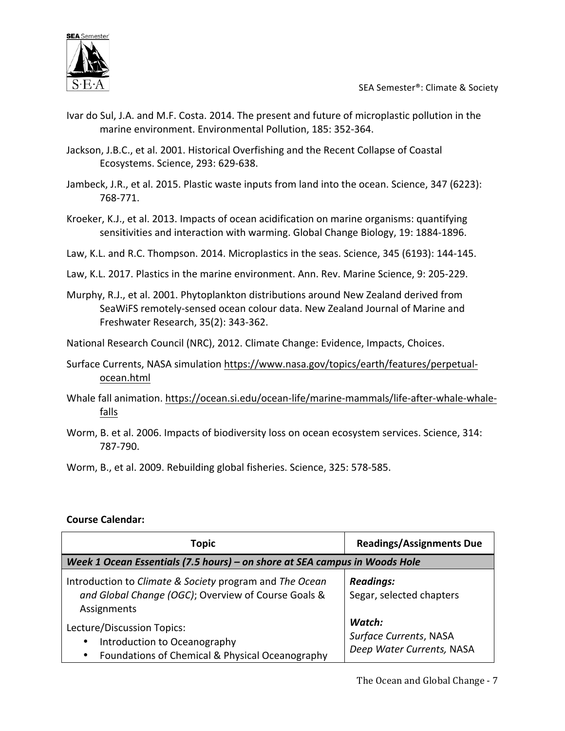Ivar do Sul, J.A. and M.F. Costa. 2014. The present and future of microplastic pollution in the marine environment. Environmental Pollution, 185: 352-364.

Jackson, J.B.C., et al. 2001. Historical Overfishing and the Recent Collapse of Coastal Ecosystems. Science, 293: 629-638.

Jambeck, J.R., et al. 2015. Plastic waste inputs from land into the ocean. Science, 347 (6223): 768-771.

Kroeker, K.J., et al. 2013. Impacts of ocean acidification on marine organisms: quantifying sensitivities and interaction with warming. Global Change Biology, 19: 1884-1896.

Law, K.L. and R.C. Thompson. 2014. Microplastics in the seas. Science, 345 (6193): 144-145.

Law, K.L. 2017. Plastics in the marine environment. Ann. Rev. Marine Science, 9: 205-229.

Murphy, R.J., et al. 2001. Phytoplankton distributions around New Zealand derived from SeaWiFS remotely-sensed ocean colour data. New Zealand Journal of Marine and Freshwater Research, 35(2): 343-362.

National Research Council (NRC), 2012. Climate Change: Evidence, Impacts, Choices.

Surface Currents, NASA simulation https://www.nasa.gov/topics/earth/features/perpetual-ocean.html

Whale fall animation. https://ocean.si.edu/ocean-life/marine-mammals/life-after-whale-whale-falls

Worm, B. et al. 2006. Impacts of biodiversity loss on ocean ecosystem services. Science, 314: 787-790.

Worm, B., et al. 2009. Rebuilding global fisheries. Science, 325: 578-585.

**Course Calendar:**

| Topic | Readings/Assignments Due |
|---|---|
| ***Week 1 Ocean Essentials (7.5 hours) – on shore at SEA campus in Woods Hole*** | |
| Introduction to *Climate & Society* program and *The Ocean and Global Change (OGC)*; Overview of Course Goals & Assignments<br><br>Lecture/Discussion Topics:<br>• Introduction to Oceanography<br>• Foundations of Chemical & Physical Oceanography | ***Readings:***<br>Segar, selected chapters<br><br>***Watch:***<br>*Surface Currents*, NASA<br>*Deep Water Currents,* NASA |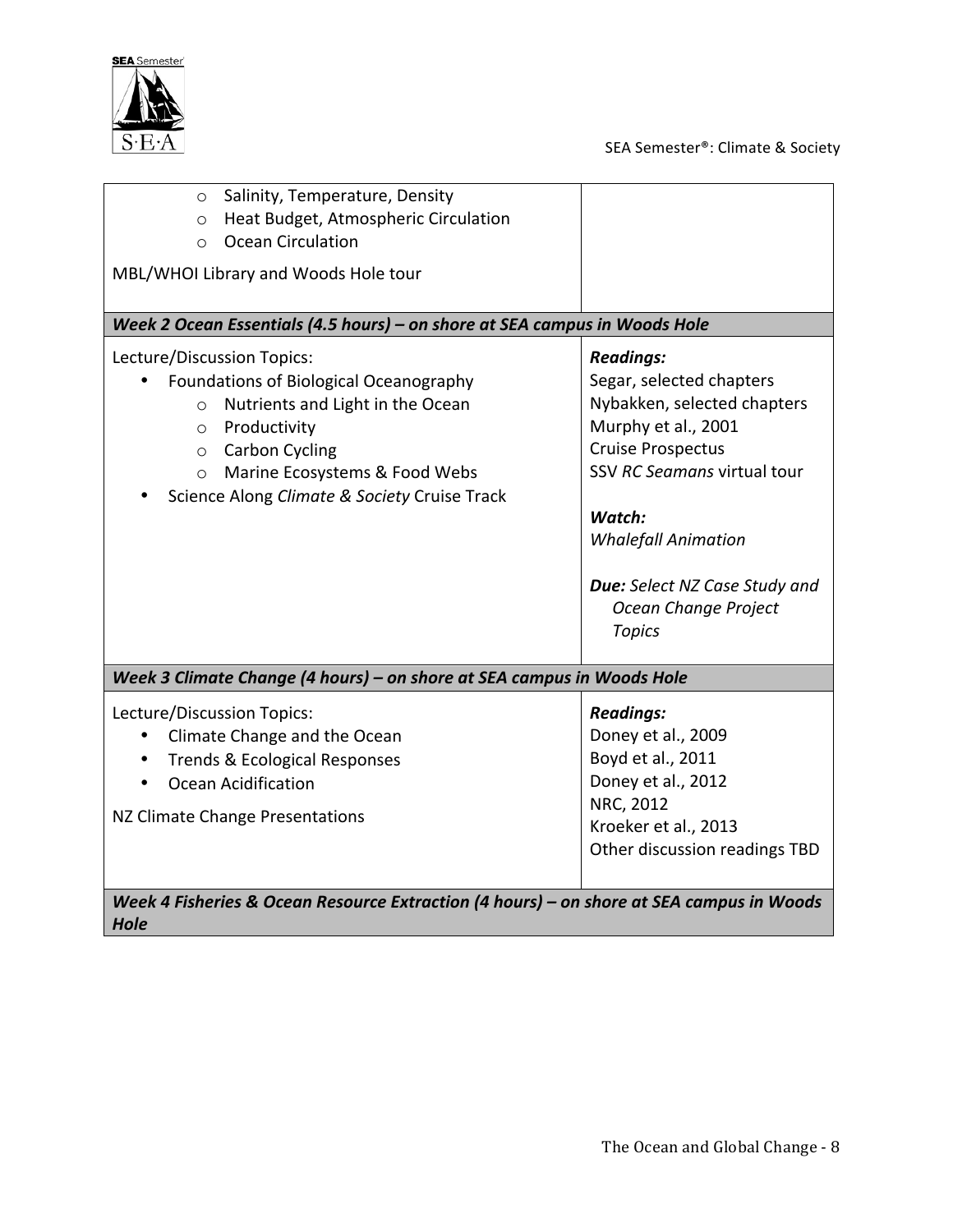| | |
|---|---|
| ◦ Salinity, Temperature, Density<br>◦ Heat Budget, Atmospheric Circulation<br>◦ Ocean Circulation<br><br>MBL/WHOI Library and Woods Hole tour | |
| ***Week 2 Ocean Essentials (4.5 hours) – on shore at SEA campus in Woods Hole*** | |
| Lecture/Discussion Topics:<br>• Foundations of Biological Oceanography<br>◦ Nutrients and Light in the Ocean<br>◦ Productivity<br>◦ Carbon Cycling<br>◦ Marine Ecosystems & Food Webs<br>• Science Along *Climate & Society* Cruise Track | ***Readings:***<br>Segar, selected chapters<br>Nybakken, selected chapters<br>Murphy et al., 2001<br>Cruise Prospectus<br>SSV *RC Seamans* virtual tour<br><br>***Watch:***<br>*Whalefall Animation*<br><br>***Due:*** *Select NZ Case Study and Ocean Change Project Topics* |
| ***Week 3 Climate Change (4 hours) – on shore at SEA campus in Woods Hole*** | |
| Lecture/Discussion Topics:<br>• Climate Change and the Ocean<br>• Trends & Ecological Responses<br>• Ocean Acidification<br><br>NZ Climate Change Presentations | ***Readings:***<br>Doney et al., 2009<br>Boyd et al., 2011<br>Doney et al., 2012<br>NRC, 2012<br>Kroeker et al., 2013<br>Other discussion readings TBD |
| ***Week 4 Fisheries & Ocean Resource Extraction (4 hours) – on shore at SEA campus in Woods Hole*** | |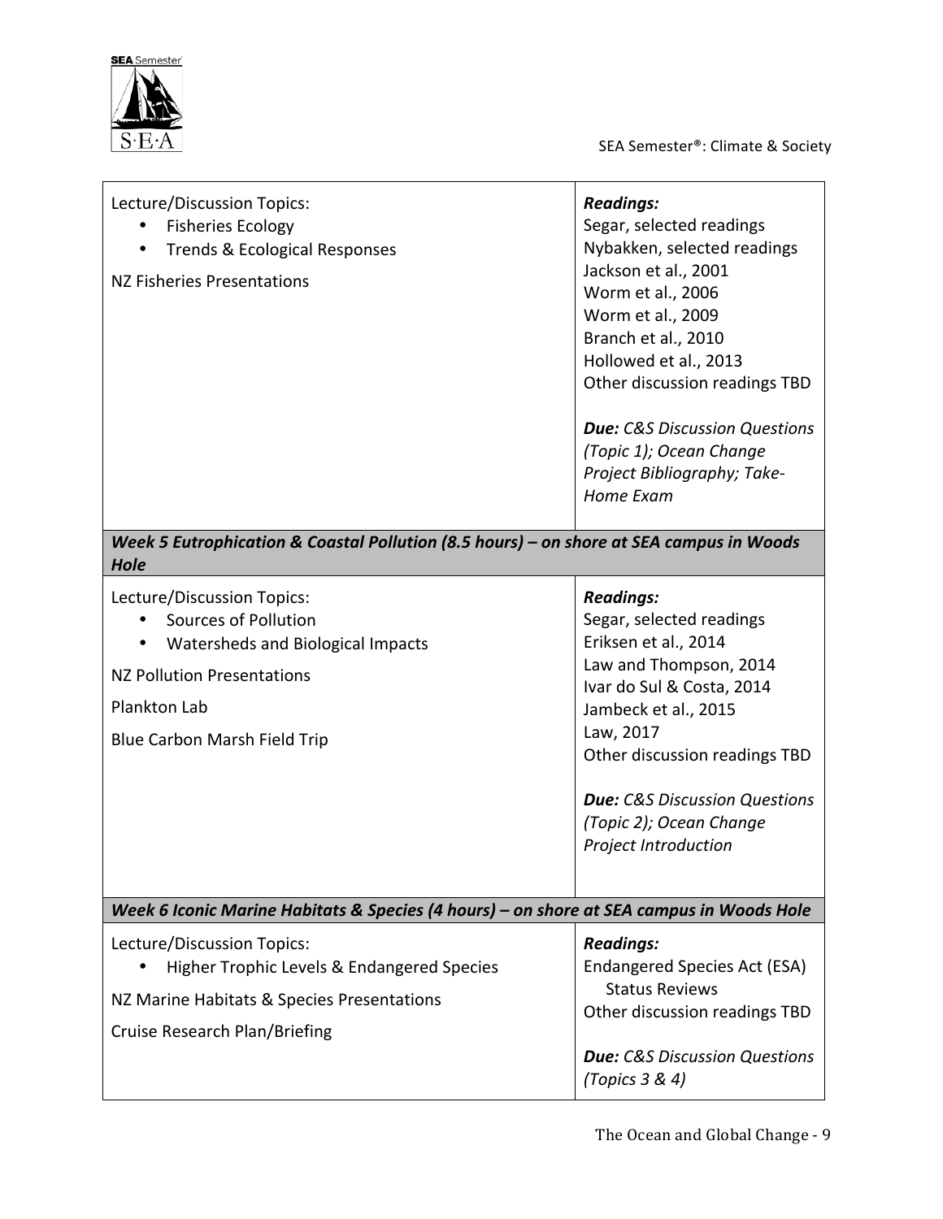| Lecture/Discussion Topics: | ***Readings:*** |
|---|---|
| • Fisheries Ecology<br>• Trends & Ecological Responses<br><br>NZ Fisheries Presentations | Segar, selected readings<br>Nybakken, selected readings<br>Jackson et al., 2001<br>Worm et al., 2006<br>Worm et al., 2009<br>Branch et al., 2010<br>Hollowed et al., 2013<br>Other discussion readings TBD<br><br>***Due:*** *C&S Discussion Questions (Topic 1); Ocean Change Project Bibliography; Take-Home Exam* |
| ***Week 5 Eutrophication & Coastal Pollution (8.5 hours) – on shore at SEA campus in Woods Hole*** | |
| Lecture/Discussion Topics:<br>• Sources of Pollution<br>• Watersheds and Biological Impacts<br><br>NZ Pollution Presentations<br><br>Plankton Lab<br><br>Blue Carbon Marsh Field Trip | ***Readings:***<br>Segar, selected readings<br>Eriksen et al., 2014<br>Law and Thompson, 2014<br>Ivar do Sul & Costa, 2014<br>Jambeck et al., 2015<br>Law, 2017<br>Other discussion readings TBD<br><br>***Due:*** *C&S Discussion Questions (Topic 2); Ocean Change Project Introduction* |
| ***Week 6 Iconic Marine Habitats & Species (4 hours) – on shore at SEA campus in Woods Hole*** | |
| Lecture/Discussion Topics:<br>• Higher Trophic Levels & Endangered Species<br><br>NZ Marine Habitats & Species Presentations<br><br>Cruise Research Plan/Briefing | ***Readings:***<br>Endangered Species Act (ESA) Status Reviews<br>Other discussion readings TBD<br><br>***Due:*** *C&S Discussion Questions (Topics 3 & 4)* |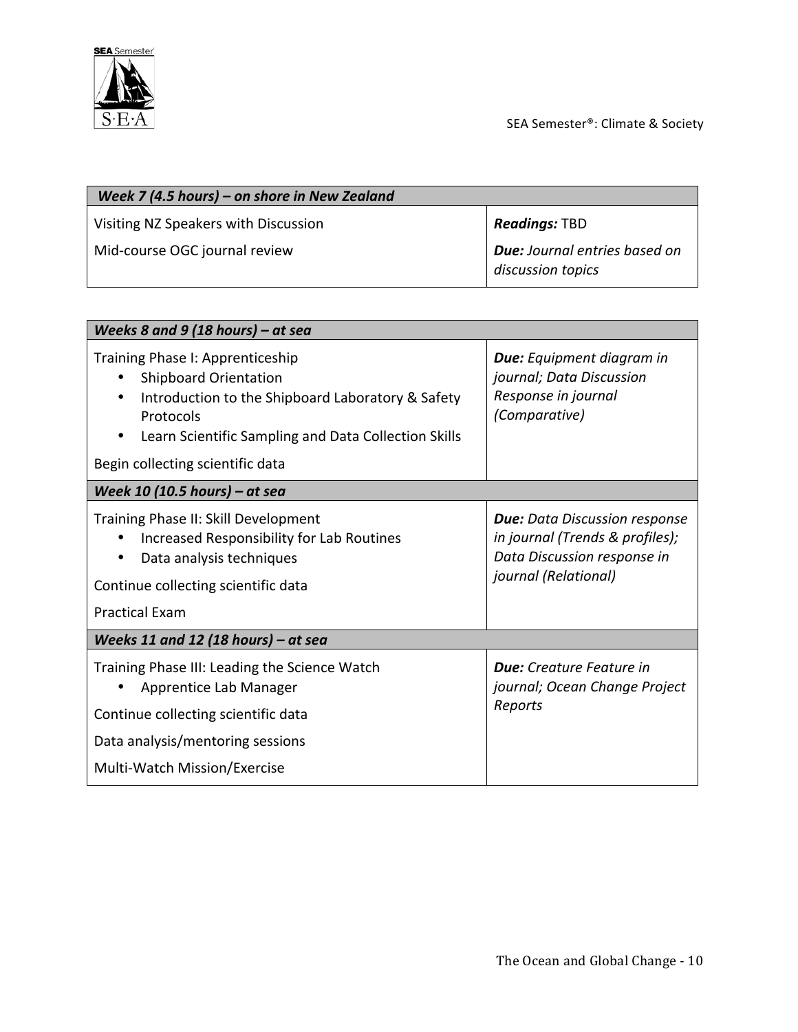| *Week 7 (4.5 hours) – on shore in New Zealand* | |
| --- | --- |
| Visiting NZ Speakers with Discussion<br><br>Mid-course OGC journal review | ***Readings:*** TBD<br><br>***Due:*** *Journal entries based on discussion topics* |

| *Weeks 8 and 9 (18 hours) – at sea* | |
| --- | --- |
| Training Phase I: Apprenticeship<br>• Shipboard Orientation<br>• Introduction to the Shipboard Laboratory & Safety Protocols<br>• Learn Scientific Sampling and Data Collection Skills<br><br>Begin collecting scientific data | ***Due:*** *Equipment diagram in journal; Data Discussion Response in journal (Comparative)* |
| ***Week 10 (10.5 hours) – at sea*** | |
| Training Phase II: Skill Development<br>• Increased Responsibility for Lab Routines<br>• Data analysis techniques<br><br>Continue collecting scientific data<br><br>Practical Exam | ***Due:*** *Data Discussion response in journal (Trends & profiles); Data Discussion response in journal (Relational)* |
| ***Weeks 11 and 12 (18 hours) – at sea*** | |
| Training Phase III: Leading the Science Watch<br>• Apprentice Lab Manager<br><br>Continue collecting scientific data<br><br>Data analysis/mentoring sessions<br><br>Multi-Watch Mission/Exercise | ***Due:*** *Creature Feature in journal; Ocean Change Project Reports* |